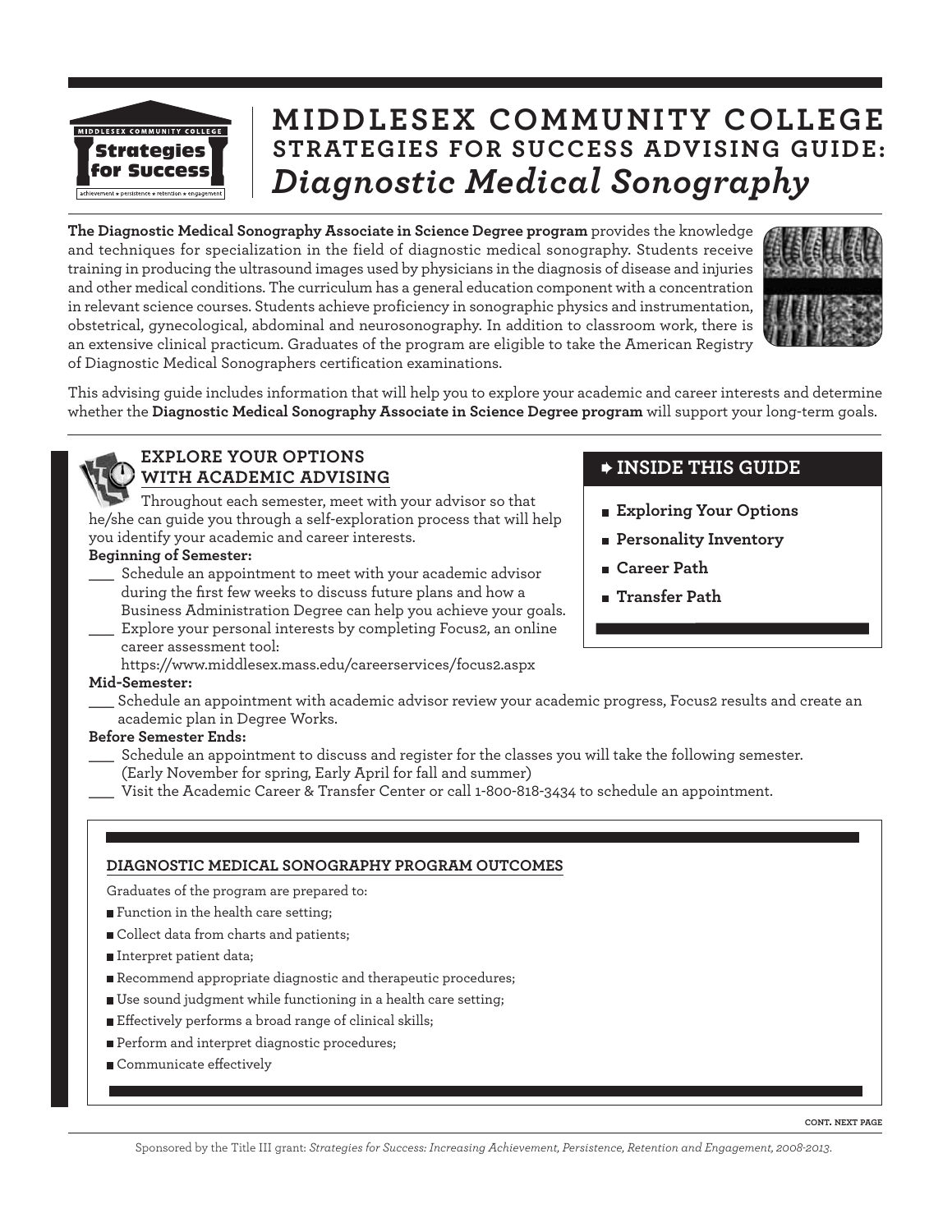# MIDDLESEX COMMUNITY COLLEGE
## STRATEGIES FOR SUCCESS ADVISING GUIDE:
## *Diagnostic Medical Sonography*

**The Diagnostic Medical Sonography Associate in Science Degree program** provides the knowledge and techniques for specialization in the field of diagnostic medical sonography. Students receive training in producing the ultrasound images used by physicians in the diagnosis of disease and injuries and other medical conditions. The curriculum has a general education component with a concentration in relevant science courses. Students achieve proficiency in sonographic physics and instrumentation, obstetrical, gynecological, abdominal and neurosonography. In addition to classroom work, there is an extensive clinical practicum. Graduates of the program are eligible to take the American Registry of Diagnostic Medical Sonographers certification examinations.

This advising guide includes information that will help you to explore your academic and career interests and determine whether the **Diagnostic Medical Sonography Associate in Science Degree program** will support your long-term goals.

### INSIDE THIS GUIDE

- **Exploring Your Options**
- **Personality Inventory**
- **Career Path**
- **Transfer Path**

### EXPLORE YOUR OPTIONS WITH ACADEMIC ADVISING

Throughout each semester, meet with your advisor so that he/she can guide you through a self-exploration process that will help you identify your academic and career interests.

**Beginning of Semester:**

\_\_\_ Schedule an appointment to meet with your academic advisor during the first few weeks to discuss future plans and how a Business Administration Degree can help you achieve your goals.

\_\_\_ Explore your personal interests by completing Focus2, an online career assessment tool: https://www.middlesex.mass.edu/careerservices/focus2.aspx

**Mid-Semester:**

\_\_\_ Schedule an appointment with academic advisor review your academic progress, Focus2 results and create an academic plan in Degree Works.

**Before Semester Ends:**

\_\_\_ Schedule an appointment to discuss and register for the classes you will take the following semester. (Early November for spring, Early April for fall and summer)

\_\_\_ Visit the Academic Career & Transfer Center or call 1-800-818-3434 to schedule an appointment.

### DIAGNOSTIC MEDICAL SONOGRAPHY PROGRAM OUTCOMES

Graduates of the program are prepared to:

- Function in the health care setting;
- Collect data from charts and patients;
- Interpret patient data;
- Recommend appropriate diagnostic and therapeutic procedures;
- Use sound judgment while functioning in a health care setting;
- Effectively performs a broad range of clinical skills;
- Perform and interpret diagnostic procedures;
- Communicate effectively

CONT. NEXT PAGE

Sponsored by the Title III grant: *Strategies for Success: Increasing Achievement, Persistence, Retention and Engagement, 2008-2013.*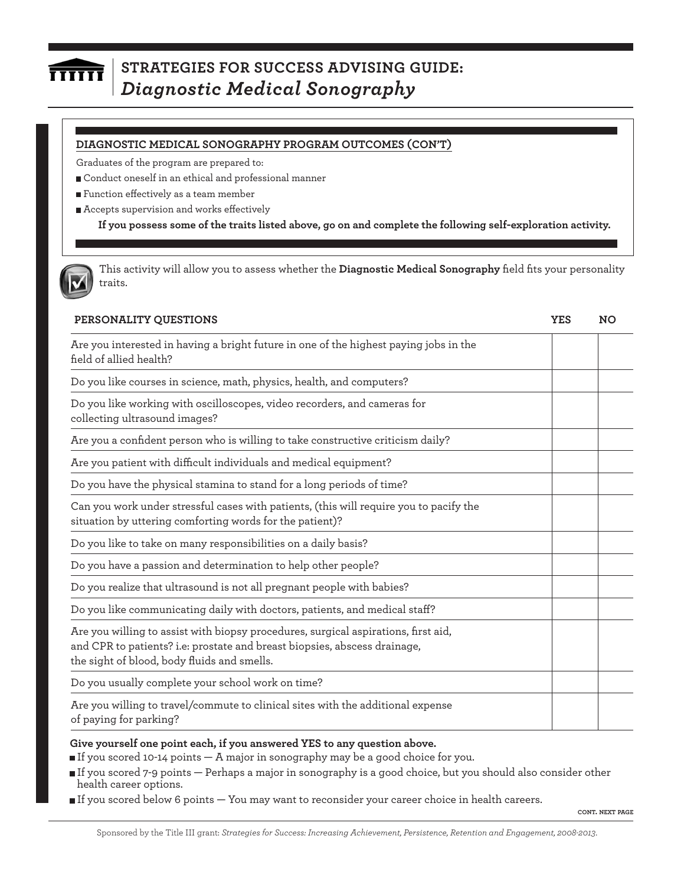## DIAGNOSTIC MEDICAL SONOGRAPHY PROGRAM OUTCOMES (CON'T)

Graduates of the program are prepared to:

- Conduct oneself in an ethical and professional manner
- Function effectively as a team member
- Accepts supervision and works effectively

**If you possess some of the traits listed above, go on and complete the following self-exploration activity.**

This activity will allow you to assess whether the **Diagnostic Medical Sonography** field fits your personality traits.

| PERSONALITY QUESTIONS | YES | NO |
|---|---|---|
| Are you interested in having a bright future in one of the highest paying jobs in the field of allied health? | | |
| Do you like courses in science, math, physics, health, and computers? | | |
| Do you like working with oscilloscopes, video recorders, and cameras for collecting ultrasound images? | | |
| Are you a confident person who is willing to take constructive criticism daily? | | |
| Are you patient with difficult individuals and medical equipment? | | |
| Do you have the physical stamina to stand for a long periods of time? | | |
| Can you work under stressful cases with patients, (this will require you to pacify the situation by uttering comforting words for the patient)? | | |
| Do you like to take on many responsibilities on a daily basis? | | |
| Do you have a passion and determination to help other people? | | |
| Do you realize that ultrasound is not all pregnant people with babies? | | |
| Do you like communicating daily with doctors, patients, and medical staff? | | |
| Are you willing to assist with biopsy procedures, surgical aspirations, first aid, and CPR to patients? i.e: prostate and breast biopsies, abscess drainage, the sight of blood, body fluids and smells. | | |
| Do you usually complete your school work on time? | | |
| Are you willing to travel/commute to clinical sites with the additional expense of paying for parking? | | |

**Give yourself one point each, if you answered YES to any question above.**

- If you scored 10-14 points — A major in sonography may be a good choice for you.
- If you scored 7-9 points — Perhaps a major in sonography is a good choice, but you should also consider other health career options.
- If you scored below 6 points — You may want to reconsider your career choice in health careers.

CONT. NEXT PAGE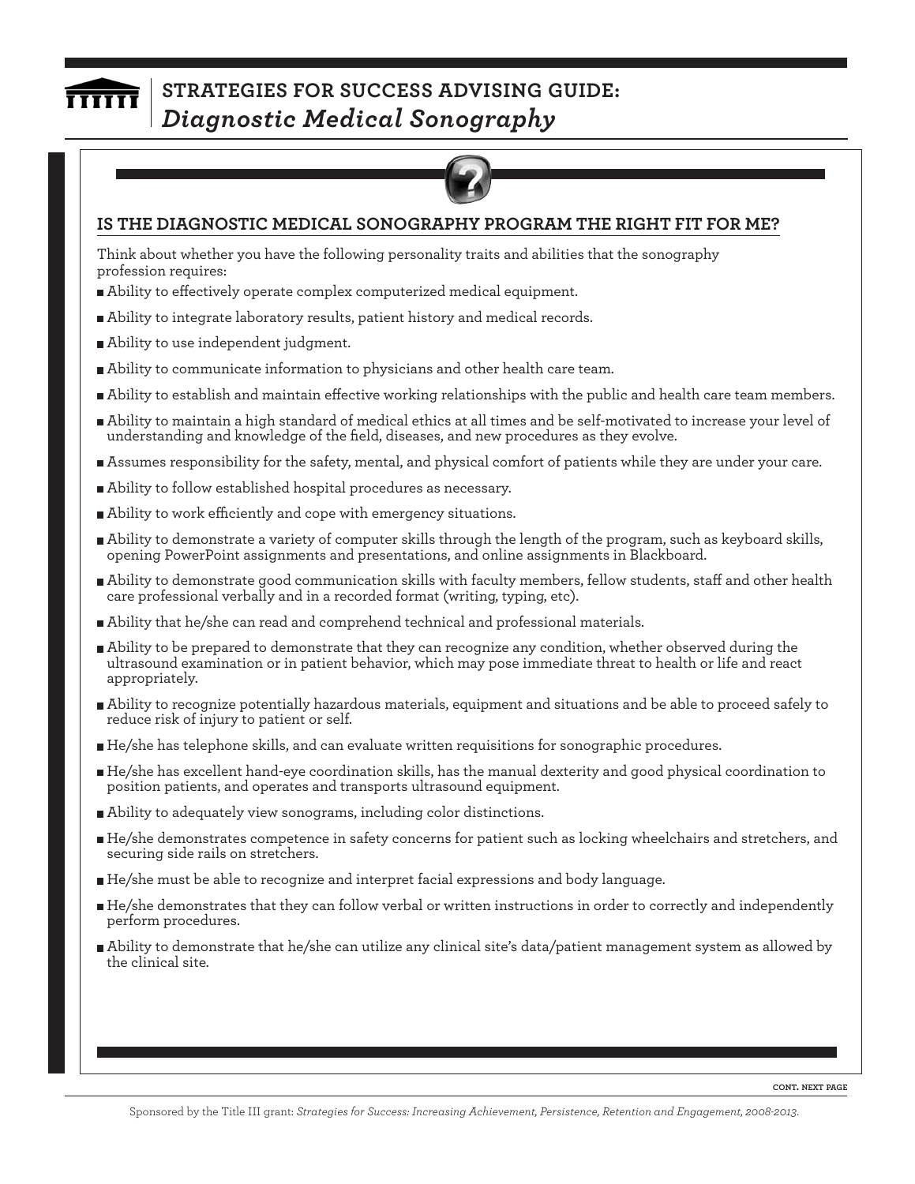# STRATEGIES FOR SUCCESS ADVISING GUIDE: *Diagnostic Medical Sonography*

## IS THE DIAGNOSTIC MEDICAL SONOGRAPHY PROGRAM THE RIGHT FIT FOR ME?

Think about whether you have the following personality traits and abilities that the sonography profession requires:

- Ability to effectively operate complex computerized medical equipment.
- Ability to integrate laboratory results, patient history and medical records.
- Ability to use independent judgment.
- Ability to communicate information to physicians and other health care team.
- Ability to establish and maintain effective working relationships with the public and health care team members.
- Ability to maintain a high standard of medical ethics at all times and be self-motivated to increase your level of understanding and knowledge of the field, diseases, and new procedures as they evolve.
- Assumes responsibility for the safety, mental, and physical comfort of patients while they are under your care.
- Ability to follow established hospital procedures as necessary.
- Ability to work efficiently and cope with emergency situations.
- Ability to demonstrate a variety of computer skills through the length of the program, such as keyboard skills, opening PowerPoint assignments and presentations, and online assignments in Blackboard.
- Ability to demonstrate good communication skills with faculty members, fellow students, staff and other health care professional verbally and in a recorded format (writing, typing, etc).
- Ability that he/she can read and comprehend technical and professional materials.
- Ability to be prepared to demonstrate that they can recognize any condition, whether observed during the ultrasound examination or in patient behavior, which may pose immediate threat to health or life and react appropriately.
- Ability to recognize potentially hazardous materials, equipment and situations and be able to proceed safely to reduce risk of injury to patient or self.
- He/she has telephone skills, and can evaluate written requisitions for sonographic procedures.
- He/she has excellent hand-eye coordination skills, has the manual dexterity and good physical coordination to position patients, and operates and transports ultrasound equipment.
- Ability to adequately view sonograms, including color distinctions.
- He/she demonstrates competence in safety concerns for patient such as locking wheelchairs and stretchers, and securing side rails on stretchers.
- He/she must be able to recognize and interpret facial expressions and body language.
- He/she demonstrates that they can follow verbal or written instructions in order to correctly and independently perform procedures.
- Ability to demonstrate that he/she can utilize any clinical site's data/patient management system as allowed by the clinical site.

CONT. NEXT PAGE

Sponsored by the Title III grant: *Strategies for Success: Increasing Achievement, Persistence, Retention and Engagement, 2008-2013.*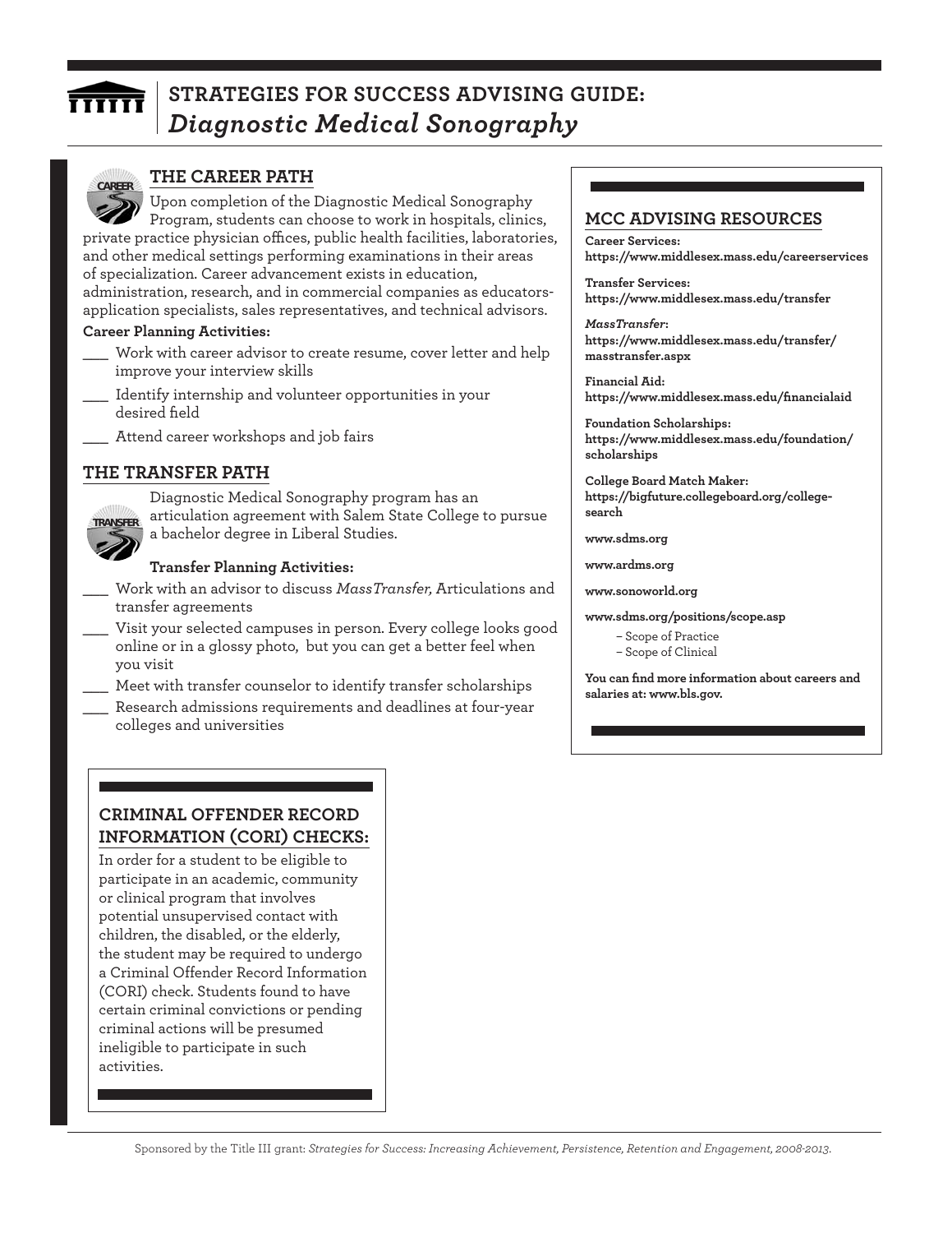# STRATEGIES FOR SUCCESS ADVISING GUIDE: *Diagnostic Medical Sonography*

## THE CAREER PATH

Upon completion of the Diagnostic Medical Sonography Program, students can choose to work in hospitals, clinics, private practice physician offices, public health facilities, laboratories, and other medical settings performing examinations in their areas of specialization. Career advancement exists in education, administration, research, and in commercial companies as educators-application specialists, sales representatives, and technical advisors.

**Career Planning Activities:**

- ___ Work with career advisor to create resume, cover letter and help improve your interview skills
- ___ Identify internship and volunteer opportunities in your desired field
- ___ Attend career workshops and job fairs

## THE TRANSFER PATH

Diagnostic Medical Sonography program has an articulation agreement with Salem State College to pursue a bachelor degree in Liberal Studies.

**Transfer Planning Activities:**

- ___ Work with an advisor to discuss *MassTransfer,* Articulations and transfer agreements
- ___ Visit your selected campuses in person. Every college looks good online or in a glossy photo, but you can get a better feel when you visit
- ___ Meet with transfer counselor to identify transfer scholarships
- ___ Research admissions requirements and deadlines at four-year colleges and universities

## CRIMINAL OFFENDER RECORD INFORMATION (CORI) CHECKS:

In order for a student to be eligible to participate in an academic, community or clinical program that involves potential unsupervised contact with children, the disabled, or the elderly, the student may be required to undergo a Criminal Offender Record Information (CORI) check. Students found to have certain criminal convictions or pending criminal actions will be presumed ineligible to participate in such activities.

## MCC ADVISING RESOURCES

**Career Services:**
**https://www.middlesex.mass.edu/careerservices**

**Transfer Services:**
**https://www.middlesex.mass.edu/transfer**

***MassTransfer*:**
**https://www.middlesex.mass.edu/transfer/masstransfer.aspx**

**Financial Aid:**
**https://www.middlesex.mass.edu/financialaid**

**Foundation Scholarships:**
**https://www.middlesex.mass.edu/foundation/scholarships**

**College Board Match Maker:**
**https://bigfuture.collegeboard.org/college-search**

**www.sdms.org**

**www.ardms.org**

**www.sonoworld.org**

**www.sdms.org/positions/scope.asp**

- Scope of Practice
- Scope of Clinical

**You can find more information about careers and salaries at: www.bls.gov.**

Sponsored by the Title III grant: *Strategies for Success: Increasing Achievement, Persistence, Retention and Engagement, 2008-2013.*